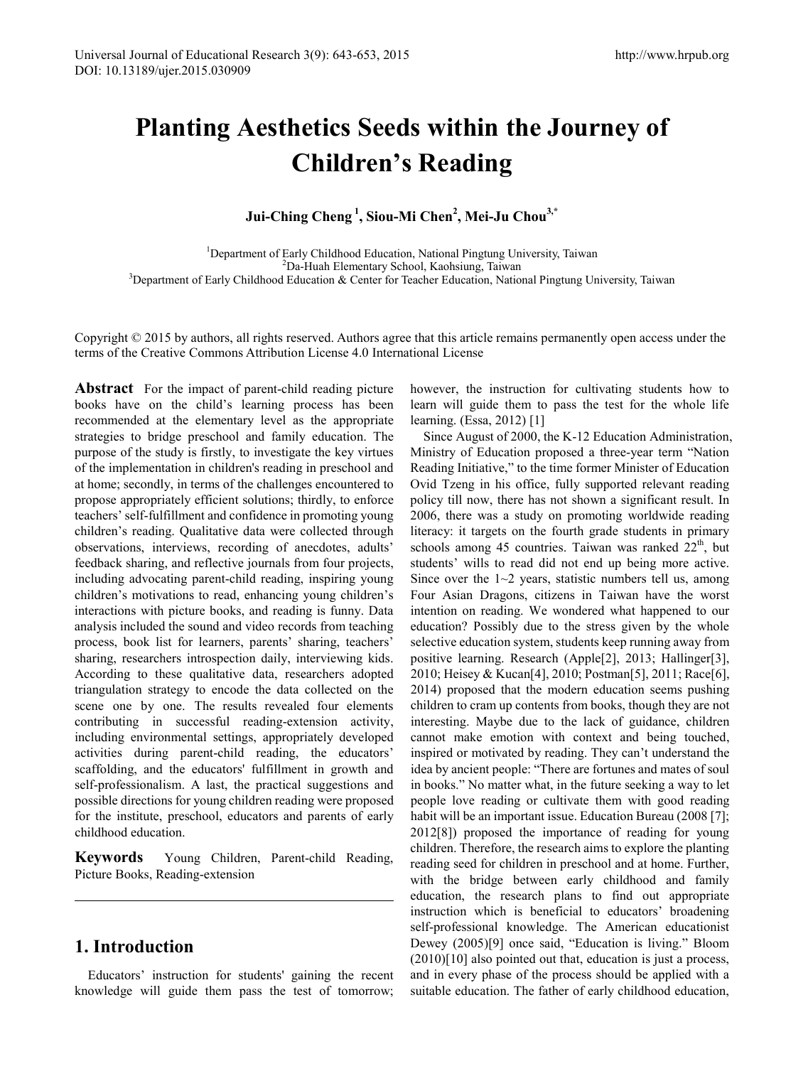# Planting Aesthetics Seeds within the Journey of Children's Reading

**Jui-Ching Cheng [1], Siou-Mi Chen[2], Mei-Ju Chou[3,*]**

[1]Department of Early Childhood Education, National Pingtung University, Taiwan
[2]Da-Huah Elementary School, Kaohsiung, Taiwan
[3]Department of Early Childhood Education & Center for Teacher Education, National Pingtung University, Taiwan

Copyright © 2015 by authors, all rights reserved. Authors agree that this article remains permanently open access under the terms of the Creative Commons Attribution License 4.0 International License

**Abstract** For the impact of parent-child reading picture books have on the child's learning process has been recommended at the elementary level as the appropriate strategies to bridge preschool and family education. The purpose of the study is firstly, to investigate the key virtues of the implementation in children's reading in preschool and at home; secondly, in terms of the challenges encountered to propose appropriately efficient solutions; thirdly, to enforce teachers' self-fulfillment and confidence in promoting young children's reading. Qualitative data were collected through observations, interviews, recording of anecdotes, adults' feedback sharing, and reflective journals from four projects, including advocating parent-child reading, inspiring young children's motivations to read, enhancing young children's interactions with picture books, and reading is funny. Data analysis included the sound and video records from teaching process, book list for learners, parents' sharing, teachers' sharing, researchers introspection daily, interviewing kids. According to these qualitative data, researchers adopted triangulation strategy to encode the data collected on the scene one by one. The results revealed four elements contributing in successful reading-extension activity, including environmental settings, appropriately developed activities during parent-child reading, the educators' scaffolding, and the educators' fulfillment in growth and self-professionalism. A last, the practical suggestions and possible directions for young children reading were proposed for the institute, preschool, educators and parents of early childhood education.

**Keywords** Young Children, Parent-child Reading, Picture Books, Reading-extension

## 1. Introduction

Educators' instruction for students' gaining the recent knowledge will guide them pass the test of tomorrow; however, the instruction for cultivating students how to learn will guide them to pass the test for the whole life learning. (Essa, 2012) [1]

Since August of 2000, the K-12 Education Administration, Ministry of Education proposed a three-year term "Nation Reading Initiative," to the time former Minister of Education Ovid Tzeng in his office, fully supported relevant reading policy till now, there has not shown a significant result. In 2006, there was a study on promoting worldwide reading literacy: it targets on the fourth grade students in primary schools among 45 countries. Taiwan was ranked 22th, but students' wills to read did not end up being more active. Since over the 1~2 years, statistic numbers tell us, among Four Asian Dragons, citizens in Taiwan have the worst intention on reading. We wondered what happened to our education? Possibly due to the stress given by the whole selective education system, students keep running away from positive learning. Research (Apple[2], 2013; Hallinger[3], 2010; Heisey & Kucan[4], 2010; Postman[5], 2011; Race[6], 2014) proposed that the modern education seems pushing children to cram up contents from books, though they are not interesting. Maybe due to the lack of guidance, children cannot make emotion with context and being touched, inspired or motivated by reading. They can't understand the idea by ancient people: "There are fortunes and mates of soul in books." No matter what, in the future seeking a way to let people love reading or cultivate them with good reading habit will be an important issue. Education Bureau (2008 [7]; 2012[8]) proposed the importance of reading for young children. Therefore, the research aims to explore the planting reading seed for children in preschool and at home. Further, with the bridge between early childhood and family education, the research plans to find out appropriate instruction which is beneficial to educators' broadening self-professional knowledge. The American educationist Dewey (2005)[9] once said, "Education is living." Bloom (2010)[10] also pointed out that, education is just a process, and in every phase of the process should be applied with a suitable education. The father of early childhood education,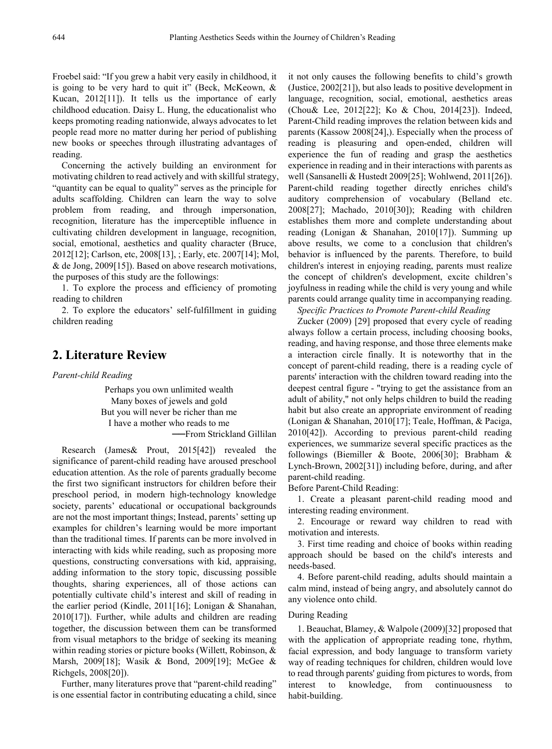Froebel said: "If you grew a habit very easily in childhood, it is going to be very hard to quit it" (Beck, McKeown, & Kucan, 2012[11]). It tells us the importance of early childhood education. Daisy L. Hung, the educationalist who keeps promoting reading nationwide, always advocates to let people read more no matter during her period of publishing new books or speeches through illustrating advantages of reading.

Concerning the actively building an environment for motivating children to read actively and with skillful strategy, "quantity can be equal to quality" serves as the principle for adults scaffolding. Children can learn the way to solve problem from reading, and through impersonation, recognition, literature has the imperceptible influence in cultivating children development in language, recognition, social, emotional, aesthetics and quality character (Bruce, 2012[12]; Carlson, etc, 2008[13], ; Early, etc. 2007[14]; Mol, & de Jong, 2009[15]). Based on above research motivations, the purposes of this study are the followings:

1. To explore the process and efficiency of promoting reading to children
2. To explore the educators' self-fulfillment in guiding children reading

## 2. Literature Review

*Parent-child Reading*

> Perhaps you own unlimited wealth
> Many boxes of jewels and gold
> But you will never be richer than me
> I have a mother who reads to me
> ──From Strickland Gillilan

Research (James& Prout, 2015[42]) revealed the significance of parent-child reading have aroused preschool education attention. As the role of parents gradually become the first two significant instructors for children before their preschool period, in modern high-technology knowledge society, parents' educational or occupational backgrounds are not the most important things; Instead, parents' setting up examples for children's learning would be more important than the traditional times. If parents can be more involved in interacting with kids while reading, such as proposing more questions, constructing conversations with kid, appraising, adding information to the story topic, discussing possible thoughts, sharing experiences, all of those actions can potentially cultivate child's interest and skill of reading in the earlier period (Kindle, 2011[16]; Lonigan & Shanahan, 2010[17]). Further, while adults and children are reading together, the discussion between them can be transformed from visual metaphors to the bridge of seeking its meaning within reading stories or picture books (Willett, Robinson, & Marsh, 2009[18]; Wasik & Bond, 2009[19]; McGee & Richgels, 2008[20]).

Further, many literatures prove that "parent-child reading" is one essential factor in contributing educating a child, since it not only causes the following benefits to child's growth (Justice, 2002[21]), but also leads to positive development in language, recognition, social, emotional, aesthetics areas (Chou& Lee, 2012[22]; Ko & Chou, 2014[23]). Indeed, Parent-Child reading improves the relation between kids and parents (Kassow 2008[24],). Especially when the process of reading is pleasuring and open-ended, children will experience the fun of reading and grasp the aesthetics experience in reading and in their interactions with parents as well (Sansanelli & Hustedt 2009[25]; Wohlwend, 2011[26]). Parent-child reading together directly enriches child's auditory comprehension of vocabulary (Belland etc. 2008[27]; Machado, 2010[30]); Reading with children establishes them more and complete understanding about reading (Lonigan & Shanahan, 2010[17]). Summing up above results, we come to a conclusion that children's behavior is influenced by the parents. Therefore, to build children's interest in enjoying reading, parents must realize the concept of children's development, excite children's joyfulness in reading while the child is very young and while parents could arrange quality time in accompanying reading.

*Specific Practices to Promote Parent-child Reading*

Zucker (2009) [29] proposed that every cycle of reading always follow a certain process, including choosing books, reading, and having response, and those three elements make a interaction circle finally. It is noteworthy that in the concept of parent-child reading, there is a reading cycle of parents' interaction with the children toward reading into the deepest central figure - "trying to get the assistance from an adult of ability," not only helps children to build the reading habit but also create an appropriate environment of reading (Lonigan & Shanahan, 2010[17]; Teale, Hoffman, & Paciga, 2010[42]). According to previous parent-child reading experiences, we summarize several specific practices as the followings (Biemiller & Boote, 2006[30]; Brabham & Lynch-Brown, 2002[31]) including before, during, and after parent-child reading.

Before Parent-Child Reading:

1. Create a pleasant parent-child reading mood and interesting reading environment.
2. Encourage or reward way children to read with motivation and interests.
3. First time reading and choice of books within reading approach should be based on the child's interests and needs-based.
4. Before parent-child reading, adults should maintain a calm mind, instead of being angry, and absolutely cannot do any violence onto child.

During Reading

1. Beauchat, Blamey, & Walpole (2009)[32] proposed that with the application of appropriate reading tone, rhythm, facial expression, and body language to transform variety way of reading techniques for children, children would love to read through parents' guiding from pictures to words, from interest to knowledge, from continuousness to habit-building.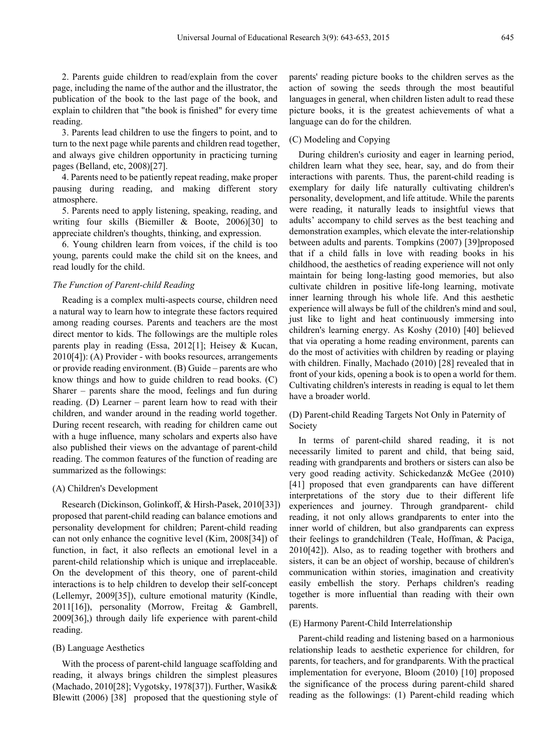2. Parents guide children to read/explain from the cover page, including the name of the author and the illustrator, the publication of the book to the last page of the book, and explain to children that "the book is finished" for every time reading.

3. Parents lead children to use the fingers to point, and to turn to the next page while parents and children read together, and always give children opportunity in practicing turning pages (Belland, etc, 2008)[27].

4. Parents need to be patiently repeat reading, make proper pausing during reading, and making different story atmosphere.

5. Parents need to apply listening, speaking, reading, and writing four skills (Biemiller & Boote, 2006)[30] to appreciate children's thoughts, thinking, and expression.

6. Young children learn from voices, if the child is too young, parents could make the child sit on the knees, and read loudly for the child.

*The Function of Parent-child Reading*

Reading is a complex multi-aspects course, children need a natural way to learn how to integrate these factors required among reading courses. Parents and teachers are the most direct mentor to kids. The followings are the multiple roles parents play in reading (Essa, 2012[1]; Heisey & Kucan, 2010[4]): (A) Provider - with books resources, arrangements or provide reading environment. (B) Guide – parents are who know things and how to guide children to read books. (C) Sharer – parents share the mood, feelings and fun during reading. (D) Learner – parent learn how to read with their children, and wander around in the reading world together. During recent research, with reading for children came out with a huge influence, many scholars and experts also have also published their views on the advantage of parent-child reading. The common features of the function of reading are summarized as the followings:

(A) Children's Development

Research (Dickinson, Golinkoff, & Hirsh-Pasek, 2010[33]) proposed that parent-child reading can balance emotions and personality development for children; Parent-child reading can not only enhance the cognitive level (Kim, 2008[34]) of function, in fact, it also reflects an emotional level in a parent-child relationship which is unique and irreplaceable. On the development of this theory, one of parent-child interactions is to help children to develop their self-concept (Lellemyr, 2009[35]), culture emotional maturity (Kindle, 2011[16]), personality (Morrow, Freitag & Gambrell, 2009[36],) through daily life experience with parent-child reading.

(B) Language Aesthetics

With the process of parent-child language scaffolding and reading, it always brings children the simplest pleasures (Machado, 2010[28]; Vygotsky, 1978[37]). Further, Wasik& Blewitt (2006) [38] proposed that the questioning style of parents' reading picture books to the children serves as the action of sowing the seeds through the most beautiful languages in general, when children listen adult to read these picture books, it is the greatest achievements of what a language can do for the children.

(C) Modeling and Copying

During children's curiosity and eager in learning period, children learn what they see, hear, say, and do from their interactions with parents. Thus, the parent-child reading is exemplary for daily life naturally cultivating children's personality, development, and life attitude. While the parents were reading, it naturally leads to insightful views that adults' accompany to child serves as the best teaching and demonstration examples, which elevate the inter-relationship between adults and parents. Tompkins (2007) [39]proposed that if a child falls in love with reading books in his childhood, the aesthetics of reading experience will not only maintain for being long-lasting good memories, but also cultivate children in positive life-long learning, motivate inner learning through his whole life. And this aesthetic experience will always be full of the children's mind and soul, just like to light and heat continuously immersing into children's learning energy. As Koshy (2010) [40] believed that via operating a home reading environment, parents can do the most of activities with children by reading or playing with children. Finally, Machado (2010) [28] revealed that in front of your kids, opening a book is to open a world for them. Cultivating children's interests in reading is equal to let them have a broader world.

(D) Parent-child Reading Targets Not Only in Paternity of Society

In terms of parent-child shared reading, it is not necessarily limited to parent and child, that being said, reading with grandparents and brothers or sisters can also be very good reading activity. Schickedanz& McGee (2010) [41] proposed that even grandparents can have different interpretations of the story due to their different life experiences and journey. Through grandparent- child reading, it not only allows grandparents to enter into the inner world of children, but also grandparents can express their feelings to grandchildren (Teale, Hoffman, & Paciga, 2010[42]). Also, as to reading together with brothers and sisters, it can be an object of worship, because of children's communication within stories, imagination and creativity easily embellish the story. Perhaps children's reading together is more influential than reading with their own parents.

(E) Harmony Parent-Child Interrelationship

Parent-child reading and listening based on a harmonious relationship leads to aesthetic experience for children, for parents, for teachers, and for grandparents. With the practical implementation for everyone, Bloom (2010) [10] proposed the significance of the process during parent-child shared reading as the followings: (1) Parent-child reading which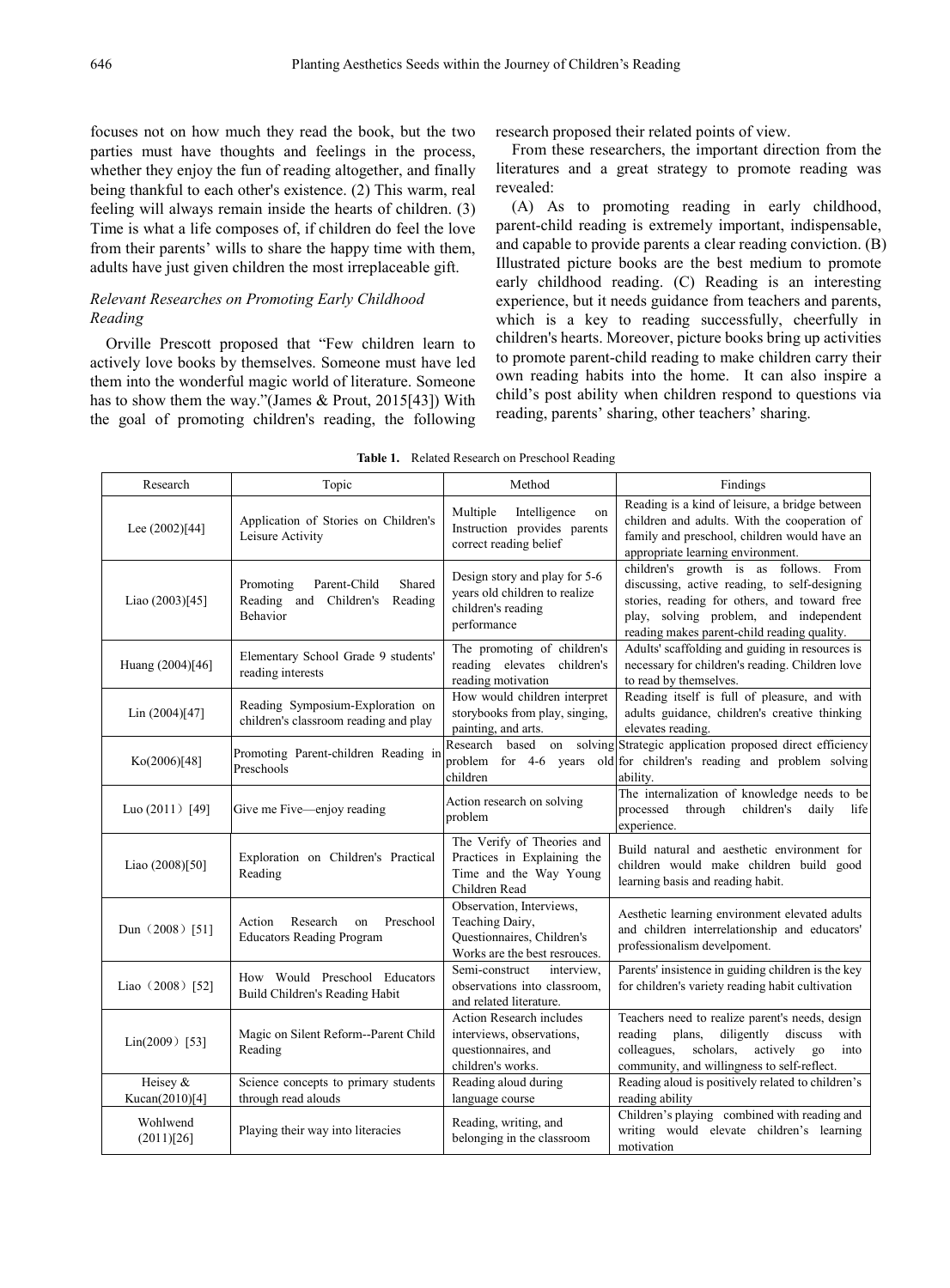focuses not on how much they read the book, but the two parties must have thoughts and feelings in the process, whether they enjoy the fun of reading altogether, and finally being thankful to each other's existence. (2) This warm, real feeling will always remain inside the hearts of children. (3) Time is what a life composes of, if children do feel the love from their parents' wills to share the happy time with them, adults have just given children the most irreplaceable gift.

### *Relevant Researches on Promoting Early Childhood Reading*

Orville Prescott proposed that "Few children learn to actively love books by themselves. Someone must have led them into the wonderful magic world of literature. Someone has to show them the way."(James & Prout, 2015[43]) With the goal of promoting children's reading, the following research proposed their related points of view.

From these researchers, the important direction from the literatures and a great strategy to promote reading was revealed:

(A) As to promoting reading in early childhood, parent-child reading is extremely important, indispensable, and capable to provide parents a clear reading conviction. (B) Illustrated picture books are the best medium to promote early childhood reading. (C) Reading is an interesting experience, but it needs guidance from teachers and parents, which is a key to reading successfully, cheerfully in children's hearts. Moreover, picture books bring up activities to promote parent-child reading to make children carry their own reading habits into the home. It can also inspire a child's post ability when children respond to questions via reading, parents' sharing, other teachers' sharing.

**Table 1.** Related Research on Preschool Reading

| Research | Topic | Method | Findings |
|---|---|---|---|
| Lee (2002)[44] | Application of Stories on Children's Leisure Activity | Multiple Intelligence on Instruction provides parents correct reading belief | Reading is a kind of leisure, a bridge between children and adults. With the cooperation of family and preschool, children would have an appropriate learning environment. |
| Liao (2003)[45] | Promoting Parent-Child Shared Reading and Children's Reading Behavior | Design story and play for 5-6 years old children to realize children's reading performance | children's growth is as follows. From discussing, active reading, to self-designing stories, reading for others, and toward free play, solving problem, and independent reading makes parent-child reading quality. |
| Huang (2004)[46] | Elementary School Grade 9 students' reading interests | The promoting of children's reading elevates children's reading motivation | Adults' scaffolding and guiding in resources is necessary for children's reading. Children love to read by themselves. |
| Lin (2004)[47] | Reading Symposium-Exploration on children's classroom reading and play | How would children interpret storybooks from play, singing, painting, and arts. | Reading itself is full of pleasure, and with adults guidance, children's creative thinking elevates reading. |
| Ko(2006)[48] | Promoting Parent-children Reading in Preschools | Research based on solving problem for 4-6 years old children | Strategic application proposed direct efficiency for children's reading and problem solving ability. |
| Luo (2011) [49] | Give me Five—enjoy reading | Action research on solving problem | The internalization of knowledge needs to be processed through children's daily life experience. |
| Liao (2008)[50] | Exploration on Children's Practical Reading | The Verify of Theories and Practices in Explaining the Time and the Way Young Children Read | Build natural and aesthetic environment for children would make children build good learning basis and reading habit. |
| Dun（2008）[51] | Action Research on Preschool Educators Reading Program | Observation, Interviews, Teaching Dairy, Questionnaires, Children's Works are the best resrouces. | Aesthetic learning environment elevated adults and children interrelationship and educators' professionalism develpoment. |
| Liao（2008）[52] | How Would Preschool Educators Build Children's Reading Habit | Semi-construct interview, observations into classroom, and related literature. | Parents' insistence in guiding children is the key for children's variety reading habit cultivation |
| Lin(2009）[53] | Magic on Silent Reform--Parent Child Reading | Action Research includes interviews, observations, questionnaires, and children's works. | Teachers need to realize parent's needs, design reading plans, diligently discuss with colleagues, scholars, actively go into community, and willingness to self-reflect. |
| Heisey & Kucan(2010)[4] | Science concepts to primary students through read alouds | Reading aloud during language course | Reading aloud is positively related to children's reading ability |
| Wohlwend (2011)[26] | Playing their way into literacies | Reading, writing, and belonging in the classroom | Children's playing combined with reading and writing would elevate children's learning motivation |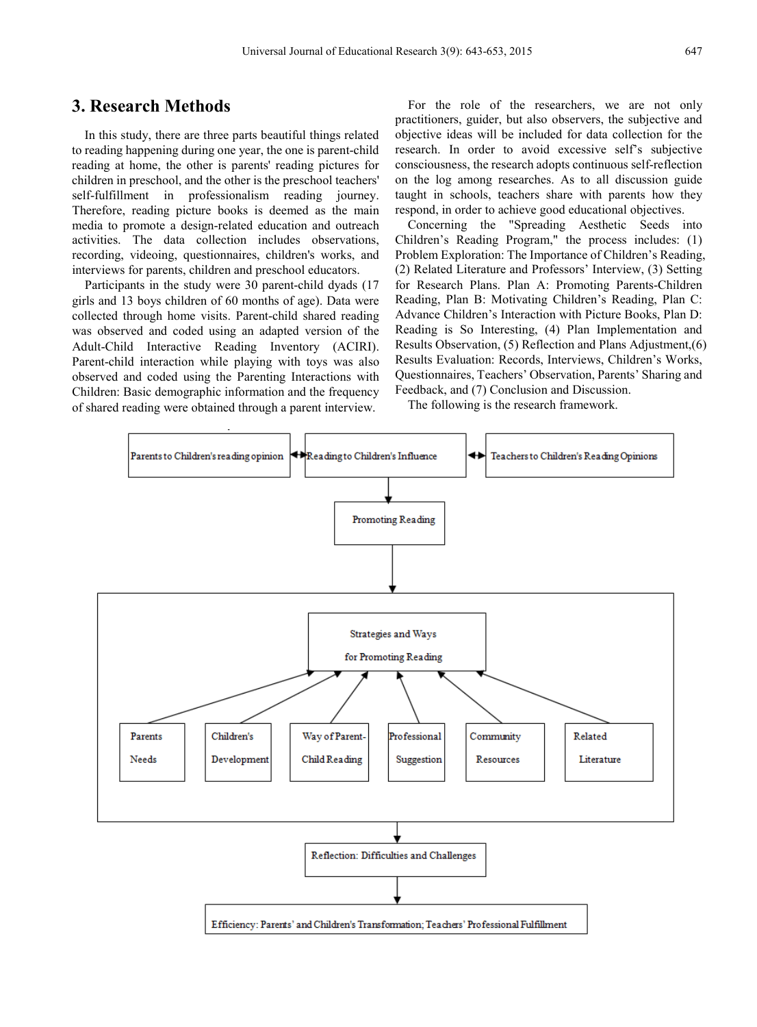## 3. Research Methods

In this study, there are three parts beautiful things related to reading happening during one year, the one is parent-child reading at home, the other is parents' reading pictures for children in preschool, and the other is the preschool teachers' self-fulfillment in professionalism reading journey. Therefore, reading picture books is deemed as the main media to promote a design-related education and outreach activities. The data collection includes observations, recording, videoing, questionnaires, children's works, and interviews for parents, children and preschool educators.

Participants in the study were 30 parent-child dyads (17 girls and 13 boys children of 60 months of age). Data were collected through home visits. Parent-child shared reading was observed and coded using an adapted version of the Adult-Child Interactive Reading Inventory (ACIRI). Parent-child interaction while playing with toys was also observed and coded using the Parenting Interactions with Children: Basic demographic information and the frequency of shared reading were obtained through a parent interview.

For the role of the researchers, we are not only practitioners, guider, but also observers, the subjective and objective ideas will be included for data collection for the research. In order to avoid excessive self's subjective consciousness, the research adopts continuous self-reflection on the log among researches. As to all discussion guide taught in schools, teachers share with parents how they respond, in order to achieve good educational objectives.

Concerning the "Spreading Aesthetic Seeds into Children's Reading Program," the process includes: (1) Problem Exploration: The Importance of Children's Reading, (2) Related Literature and Professors' Interview, (3) Setting for Research Plans. Plan A: Promoting Parents-Children Reading, Plan B: Motivating Children's Reading, Plan C: Advance Children's Interaction with Picture Books, Plan D: Reading is So Interesting, (4) Plan Implementation and Results Observation, (5) Reflection and Plans Adjustment,(6) Results Evaluation: Records, Interviews, Children's Works, Questionnaires, Teachers' Observation, Parents' Sharing and Feedback, and (7) Conclusion and Discussion.

The following is the research framework.

Parents to Children's reading opinion ↔ Reading to Children's Influence ↔ Teachers to Children's Reading Opinions

↓

Promoting Reading

↓

Strategies and Ways for Promoting Reading

↑ Parents Needs | Children's Development | Way of Parent-Child Reading | Professional Suggestion | Community Resources | Related Literature

↓

Reflection: Difficulties and Challenges

↓

Efficiency: Parents' and Children's Transformation; Teachers' Professional Fulfillment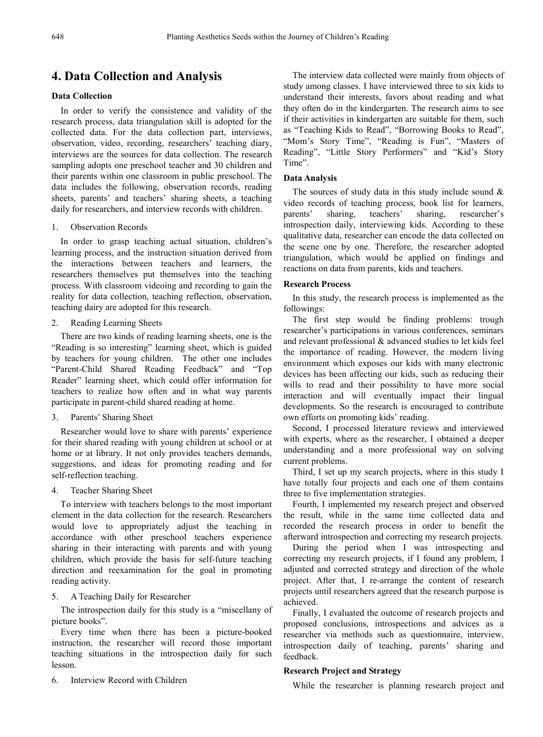## 4. Data Collection and Analysis

### Data Collection

In order to verify the consistence and validity of the research process, data triangulation skill is adopted for the collected data. For the data collection part, interviews, observation, video, recording, researchers' teaching diary, interviews are the sources for data collection. The research sampling adopts one preschool teacher and 30 children and their parents within one classroom in public preschool. The data includes the following, observation records, reading sheets, parents' and teachers' sharing sheets, a teaching daily for researchers, and interview records with children.

1. Observation Records

In order to grasp teaching actual situation, children's learning process, and the instruction situation derived from the interactions between teachers and learners, the researchers themselves put themselves into the teaching process. With classroom videoing and recording to gain the reality for data collection, teaching reflection, observation, teaching dairy are adopted for this research.

2. Reading Learning Sheets

There are two kinds of reading learning sheets, one is the "Reading is so interesting" learning sheet, which is guided by teachers for young children. The other one includes "Parent-Child Shared Reading Feedback" and "Top Reader" learning sheet, which could offer information for teachers to realize how often and in what way parents participate in parent-child shared reading at home.

3. Parents' Sharing Sheet

Researcher would love to share with parents' experience for their shared reading with young children at school or at home or at library. It not only provides teachers demands, suggestions, and ideas for promoting reading and for self-reflection teaching.

4. Teacher Sharing Sheet

To interview with teachers belongs to the most important element in the data collection for the research. Researchers would love to appropriately adjust the teaching in accordance with other preschool teachers experience sharing in their interacting with parents and with young children, which provide the basis for self-future teaching direction and reexamination for the goal in promoting reading activity.

5. A Teaching Daily for Researcher

The introspection daily for this study is a "miscellany of picture books".

Every time when there has been a picture-booked instruction, the researcher will record those important teaching situations in the introspection daily for such lesson.

6. Interview Record with Children

The interview data collected were mainly from objects of study among classes. I have interviewed three to six kids to understand their interests, favors about reading and what they often do in the kindergarten. The research aims to see if their activities in kindergarten are suitable for them, such as "Teaching Kids to Read", "Borrowing Books to Read", "Mom's Story Time", "Reading is Fun", "Masters of Reading", "Little Story Performers" and "Kid's Story Time".

### Data Analysis

The sources of study data in this study include sound & video records of teaching process, book list for learners, parents' sharing, teachers' sharing, researcher's introspection daily, interviewing kids. According to these qualitative data, researcher can encode the data collected on the scene one by one. Therefore, the researcher adopted triangulation, which would be applied on findings and reactions on data from parents, kids and teachers.

### Research Process

In this study, the research process is implemented as the followings:

The first step would be finding problems: trough researcher's participations in various conferences, seminars and relevant professional & advanced studies to let kids feel the importance of reading. However, the modern living environment which exposes our kids with many electronic devices has been affecting our kids, such as reducing their wills to read and their possibility to have more social interaction and will eventually impact their lingual developments. So the research is encouraged to contribute own efforts on promoting kids' reading.

Second, I processed literature reviews and interviewed with experts, where as the researcher, I obtained a deeper understanding and a more professional way on solving current problems.

Third, I set up my search projects, where in this study I have totally four projects and each one of them contains three to five implementation strategies.

Fourth, I implemented my research project and observed the result, while in the same time collected data and recorded the research process in order to benefit the afterward introspection and correcting my research projects.

During the period when I was introspecting and correcting my research projects, if I found any problem, I adjusted and corrected strategy and direction of the whole project. After that, I re-arrange the content of research projects until researchers agreed that the research purpose is achieved.

Finally, I evaluated the outcome of research projects and proposed conclusions, introspections and advices as a researcher via methods such as questionnaire, interview, introspection daily of teaching, parents' sharing and feedback.

### Research Project and Strategy

While the researcher is planning research project and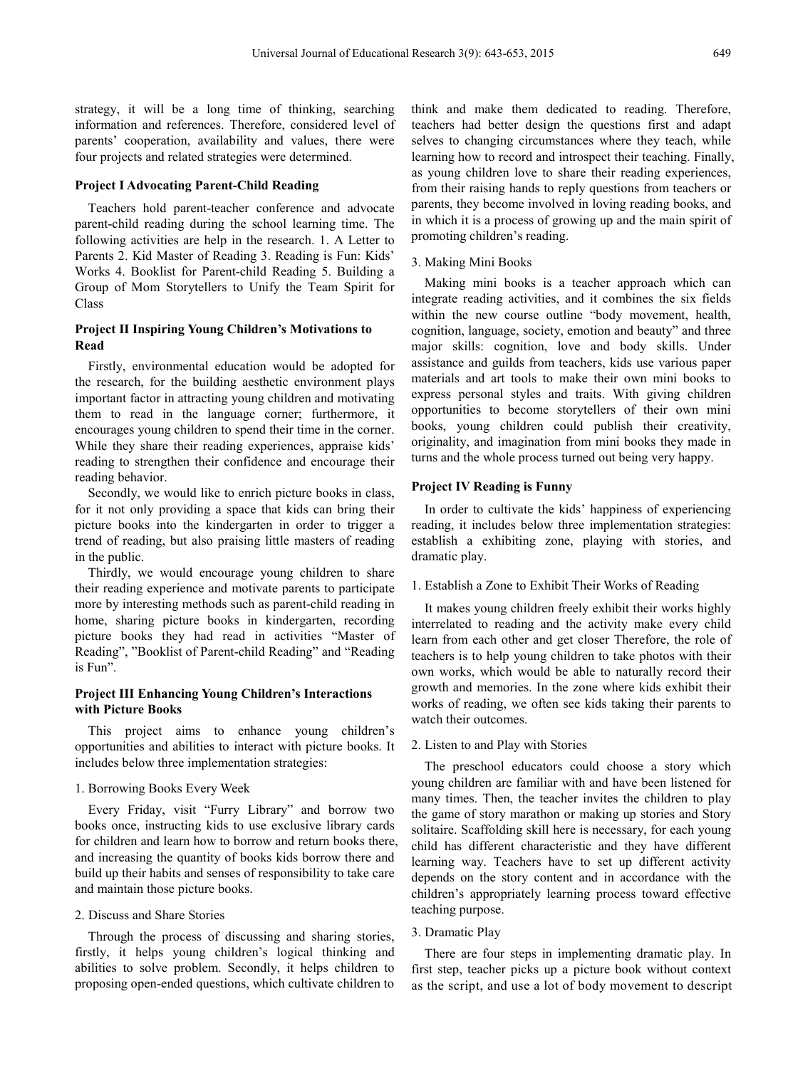strategy, it will be a long time of thinking, searching information and references. Therefore, considered level of parents' cooperation, availability and values, there were four projects and related strategies were determined.

### Project I Advocating Parent-Child Reading

Teachers hold parent-teacher conference and advocate parent-child reading during the school learning time. The following activities are help in the research. 1. A Letter to Parents 2. Kid Master of Reading 3. Reading is Fun: Kids' Works 4. Booklist for Parent-child Reading 5. Building a Group of Mom Storytellers to Unify the Team Spirit for Class

### Project II Inspiring Young Children's Motivations to Read

Firstly, environmental education would be adopted for the research, for the building aesthetic environment plays important factor in attracting young children and motivating them to read in the language corner; furthermore, it encourages young children to spend their time in the corner. While they share their reading experiences, appraise kids' reading to strengthen their confidence and encourage their reading behavior.

Secondly, we would like to enrich picture books in class, for it not only providing a space that kids can bring their picture books into the kindergarten in order to trigger a trend of reading, but also praising little masters of reading in the public.

Thirdly, we would encourage young children to share their reading experience and motivate parents to participate more by interesting methods such as parent-child reading in home, sharing picture books in kindergarten, recording picture books they had read in activities "Master of Reading", "Booklist of Parent-child Reading" and "Reading is Fun".

### Project III Enhancing Young Children's Interactions with Picture Books

This project aims to enhance young children's opportunities and abilities to interact with picture books. It includes below three implementation strategies:

1. Borrowing Books Every Week

Every Friday, visit "Furry Library" and borrow two books once, instructing kids to use exclusive library cards for children and learn how to borrow and return books there, and increasing the quantity of books kids borrow there and build up their habits and senses of responsibility to take care and maintain those picture books.

2. Discuss and Share Stories

Through the process of discussing and sharing stories, firstly, it helps young children's logical thinking and abilities to solve problem. Secondly, it helps children to proposing open-ended questions, which cultivate children to think and make them dedicated to reading. Therefore, teachers had better design the questions first and adapt selves to changing circumstances where they teach, while learning how to record and introspect their teaching. Finally, as young children love to share their reading experiences, from their raising hands to reply questions from teachers or parents, they become involved in loving reading books, and in which it is a process of growing up and the main spirit of promoting children's reading.

3. Making Mini Books

Making mini books is a teacher approach which can integrate reading activities, and it combines the six fields within the new course outline "body movement, health, cognition, language, society, emotion and beauty" and three major skills: cognition, love and body skills. Under assistance and guilds from teachers, kids use various paper materials and art tools to make their own mini books to express personal styles and traits. With giving children opportunities to become storytellers of their own mini books, young children could publish their creativity, originality, and imagination from mini books they made in turns and the whole process turned out being very happy.

### Project IV Reading is Funny

In order to cultivate the kids' happiness of experiencing reading, it includes below three implementation strategies: establish a exhibiting zone, playing with stories, and dramatic play.

1. Establish a Zone to Exhibit Their Works of Reading

It makes young children freely exhibit their works highly interrelated to reading and the activity make every child learn from each other and get closer Therefore, the role of teachers is to help young children to take photos with their own works, which would be able to naturally record their growth and memories. In the zone where kids exhibit their works of reading, we often see kids taking their parents to watch their outcomes.

2. Listen to and Play with Stories

The preschool educators could choose a story which young children are familiar with and have been listened for many times. Then, the teacher invites the children to play the game of story marathon or making up stories and Story solitaire. Scaffolding skill here is necessary, for each young child has different characteristic and they have different learning way. Teachers have to set up different activity depends on the story content and in accordance with the children's appropriately learning process toward effective teaching purpose.

3. Dramatic Play

There are four steps in implementing dramatic play. In first step, teacher picks up a picture book without context as the script, and use a lot of body movement to descript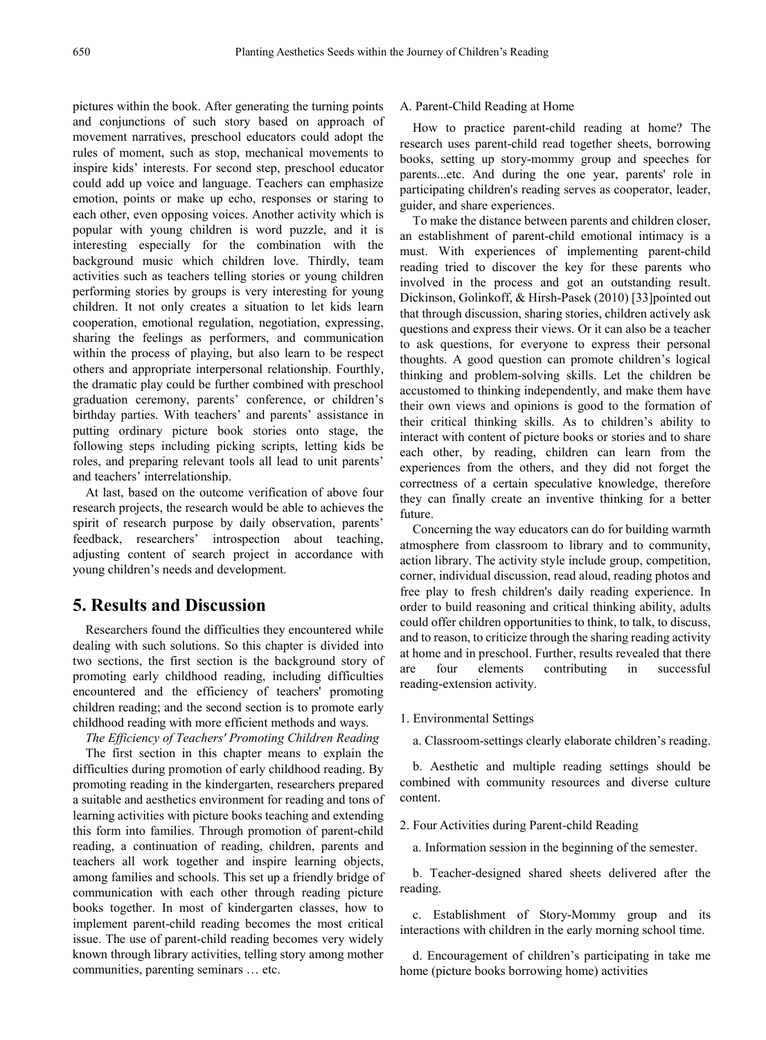pictures within the book. After generating the turning points and conjunctions of such story based on approach of movement narratives, preschool educators could adopt the rules of moment, such as stop, mechanical movements to inspire kids' interests. For second step, preschool educator could add up voice and language. Teachers can emphasize emotion, points or make up echo, responses or staring to each other, even opposing voices. Another activity which is popular with young children is word puzzle, and it is interesting especially for the combination with the background music which children love. Thirdly, team activities such as teachers telling stories or young children performing stories by groups is very interesting for young children. It not only creates a situation to let kids learn cooperation, emotional regulation, negotiation, expressing, sharing the feelings as performers, and communication within the process of playing, but also learn to be respect others and appropriate interpersonal relationship. Fourthly, the dramatic play could be further combined with preschool graduation ceremony, parents' conference, or children's birthday parties. With teachers' and parents' assistance in putting ordinary picture book stories onto stage, the following steps including picking scripts, letting kids be roles, and preparing relevant tools all lead to unit parents' and teachers' interrelationship.

At last, based on the outcome verification of above four research projects, the research would be able to achieves the spirit of research purpose by daily observation, parents' feedback, researchers' introspection about teaching, adjusting content of search project in accordance with young children's needs and development.

## 5. Results and Discussion

Researchers found the difficulties they encountered while dealing with such solutions. So this chapter is divided into two sections, the first section is the background story of promoting early childhood reading, including difficulties encountered and the efficiency of teachers' promoting children reading; and the second section is to promote early childhood reading with more efficient methods and ways.

*The Efficiency of Teachers' Promoting Children Reading*

The first section in this chapter means to explain the difficulties during promotion of early childhood reading. By promoting reading in the kindergarten, researchers prepared a suitable and aesthetics environment for reading and tons of learning activities with picture books teaching and extending this form into families. Through promotion of parent-child reading, a continuation of reading, children, parents and teachers all work together and inspire learning objects, among families and schools. This set up a friendly bridge of communication with each other through reading picture books together. In most of kindergarten classes, how to implement parent-child reading becomes the most critical issue. The use of parent-child reading becomes very widely known through library activities, telling story among mother communities, parenting seminars … etc.

A. Parent-Child Reading at Home

How to practice parent-child reading at home? The research uses parent-child read together sheets, borrowing books, setting up story-mommy group and speeches for parents...etc. And during the one year, parents' role in participating children's reading serves as cooperator, leader, guider, and share experiences.

To make the distance between parents and children closer, an establishment of parent-child emotional intimacy is a must. With experiences of implementing parent-child reading tried to discover the key for these parents who involved in the process and got an outstanding result. Dickinson, Golinkoff, & Hirsh-Pasek (2010) [33]pointed out that through discussion, sharing stories, children actively ask questions and express their views. Or it can also be a teacher to ask questions, for everyone to express their personal thoughts. A good question can promote children's logical thinking and problem-solving skills. Let the children be accustomed to thinking independently, and make them have their own views and opinions is good to the formation of their critical thinking skills. As to children's ability to interact with content of picture books or stories and to share each other, by reading, children can learn from the experiences from the others, and they did not forget the correctness of a certain speculative knowledge, therefore they can finally create an inventive thinking for a better future.

Concerning the way educators can do for building warmth atmosphere from classroom to library and to community, action library. The activity style include group, competition, corner, individual discussion, read aloud, reading photos and free play to fresh children's daily reading experience. In order to build reasoning and critical thinking ability, adults could offer children opportunities to think, to talk, to discuss, and to reason, to criticize through the sharing reading activity at home and in preschool. Further, results revealed that there are four elements contributing in successful reading-extension activity.

1. Environmental Settings

a. Classroom-settings clearly elaborate children's reading.

b. Aesthetic and multiple reading settings should be combined with community resources and diverse culture content.

2. Four Activities during Parent-child Reading

a. Information session in the beginning of the semester.

b. Teacher-designed shared sheets delivered after the reading.

c. Establishment of Story-Mommy group and its interactions with children in the early morning school time.

d. Encouragement of children's participating in take me home (picture books borrowing home) activities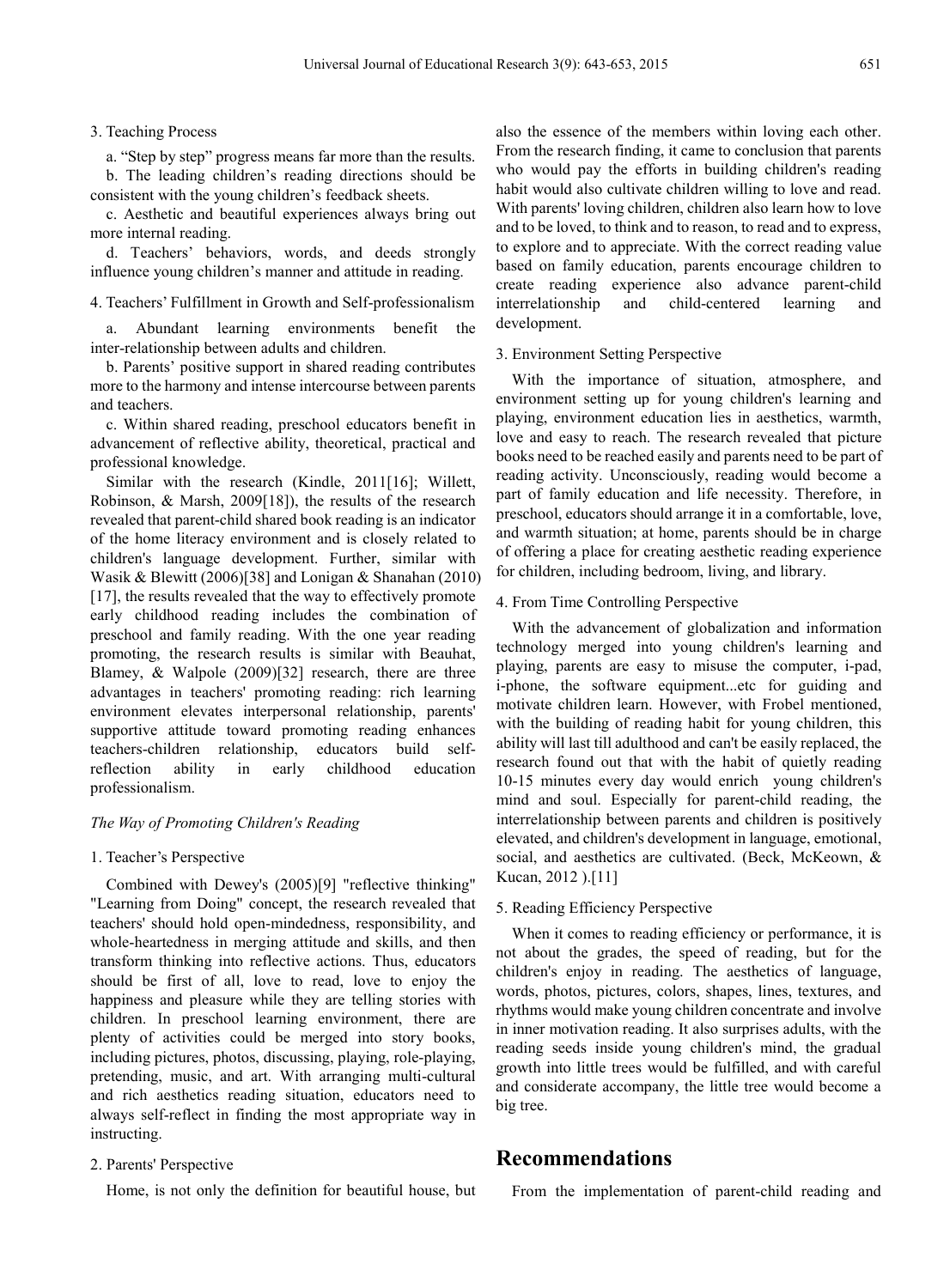3. Teaching Process

a. "Step by step" progress means far more than the results.

b. The leading children's reading directions should be consistent with the young children's feedback sheets.

c. Aesthetic and beautiful experiences always bring out more internal reading.

d. Teachers' behaviors, words, and deeds strongly influence young children's manner and attitude in reading.

4. Teachers' Fulfillment in Growth and Self-professionalism

a. Abundant learning environments benefit the inter-relationship between adults and children.

b. Parents' positive support in shared reading contributes more to the harmony and intense intercourse between parents and teachers.

c. Within shared reading, preschool educators benefit in advancement of reflective ability, theoretical, practical and professional knowledge.

Similar with the research (Kindle, 2011[16]; Willett, Robinson, & Marsh, 2009[18]), the results of the research revealed that parent-child shared book reading is an indicator of the home literacy environment and is closely related to children's language development. Further, similar with Wasik & Blewitt (2006)[38] and Lonigan & Shanahan (2010) [17], the results revealed that the way to effectively promote early childhood reading includes the combination of preschool and family reading. With the one year reading promoting, the research results is similar with Beauhat, Blamey, & Walpole (2009)[32] research, there are three advantages in teachers' promoting reading: rich learning environment elevates interpersonal relationship, parents' supportive attitude toward promoting reading enhances teachers-children relationship, educators build self-reflection ability in early childhood education professionalism.

*The Way of Promoting Children's Reading*

1. Teacher's Perspective

Combined with Dewey's (2005)[9] "reflective thinking" "Learning from Doing" concept, the research revealed that teachers' should hold open-mindedness, responsibility, and whole-heartedness in merging attitude and skills, and then transform thinking into reflective actions. Thus, educators should be first of all, love to read, love to enjoy the happiness and pleasure while they are telling stories with children. In preschool learning environment, there are plenty of activities could be merged into story books, including pictures, photos, discussing, playing, role-playing, pretending, music, and art. With arranging multi-cultural and rich aesthetics reading situation, educators need to always self-reflect in finding the most appropriate way in instructing.

2. Parents' Perspective

Home, is not only the definition for beautiful house, but also the essence of the members within loving each other. From the research finding, it came to conclusion that parents who would pay the efforts in building children's reading habit would also cultivate children willing to love and read. With parents' loving children, children also learn how to love and to be loved, to think and to reason, to read and to express, to explore and to appreciate. With the correct reading value based on family education, parents encourage children to create reading experience also advance parent-child interrelationship and child-centered learning and development.

3. Environment Setting Perspective

With the importance of situation, atmosphere, and environment setting up for young children's learning and playing, environment education lies in aesthetics, warmth, love and easy to reach. The research revealed that picture books need to be reached easily and parents need to be part of reading activity. Unconsciously, reading would become a part of family education and life necessity. Therefore, in preschool, educators should arrange it in a comfortable, love, and warmth situation; at home, parents should be in charge of offering a place for creating aesthetic reading experience for children, including bedroom, living, and library.

4. From Time Controlling Perspective

With the advancement of globalization and information technology merged into young children's learning and playing, parents are easy to misuse the computer, i-pad, i-phone, the software equipment...etc for guiding and motivate children learn. However, with Frobel mentioned, with the building of reading habit for young children, this ability will last till adulthood and can't be easily replaced, the research found out that with the habit of quietly reading 10-15 minutes every day would enrich young children's mind and soul. Especially for parent-child reading, the interrelationship between parents and children is positively elevated, and children's development in language, emotional, social, and aesthetics are cultivated. (Beck, McKeown, & Kucan, 2012 ).[11]

5. Reading Efficiency Perspective

When it comes to reading efficiency or performance, it is not about the grades, the speed of reading, but for the children's enjoy in reading. The aesthetics of language, words, photos, pictures, colors, shapes, lines, textures, and rhythms would make young children concentrate and involve in inner motivation reading. It also surprises adults, with the reading seeds inside young children's mind, the gradual growth into little trees would be fulfilled, and with careful and considerate accompany, the little tree would become a big tree.

## Recommendations

From the implementation of parent-child reading and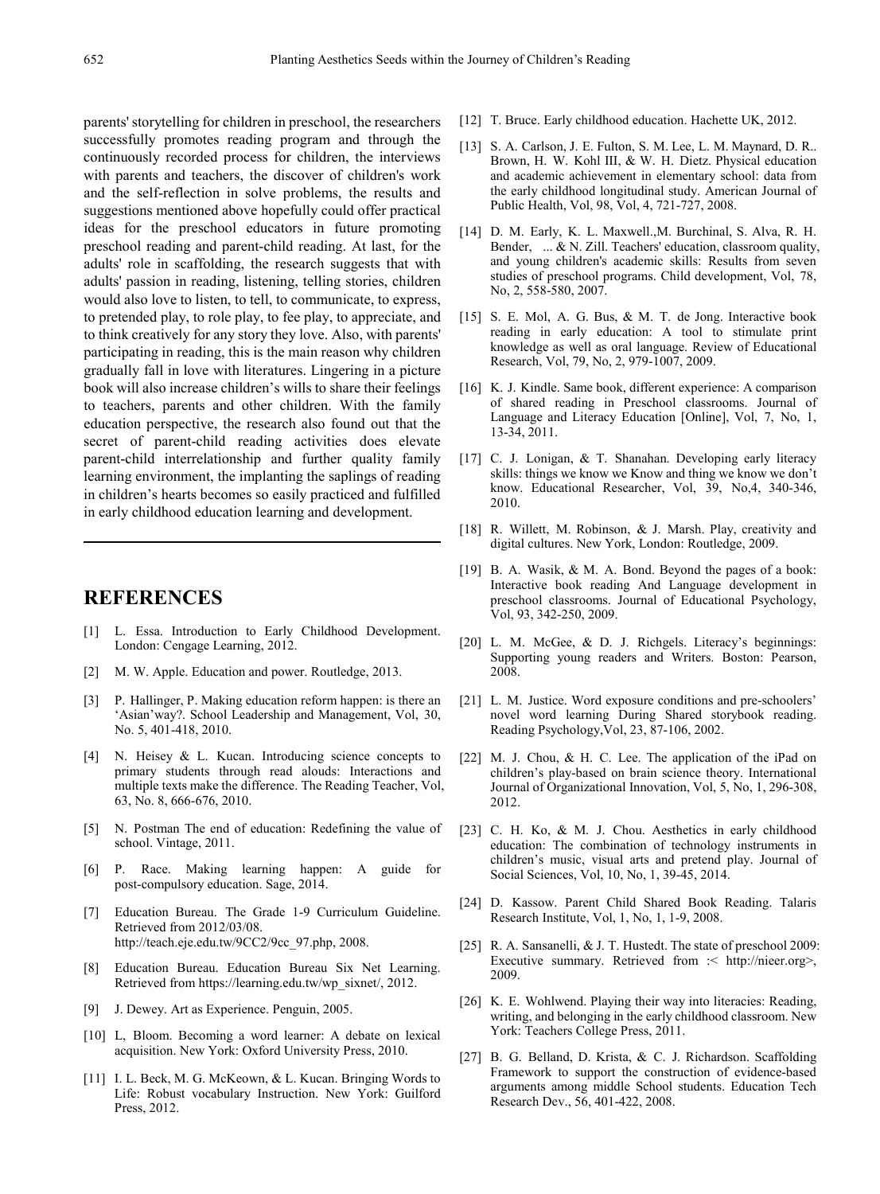parents' storytelling for children in preschool, the researchers successfully promotes reading program and through the continuously recorded process for children, the interviews with parents and teachers, the discover of children's work and the self-reflection in solve problems, the results and suggestions mentioned above hopefully could offer practical ideas for the preschool educators in future promoting preschool reading and parent-child reading. At last, for the adults' role in scaffolding, the research suggests that with adults' passion in reading, listening, telling stories, children would also love to listen, to tell, to communicate, to express, to pretended play, to role play, to fee play, to appreciate, and to think creatively for any story they love. Also, with parents' participating in reading, this is the main reason why children gradually fall in love with literatures. Lingering in a picture book will also increase children's wills to share their feelings to teachers, parents and other children. With the family education perspective, the research also found out that the secret of parent-child reading activities does elevate parent-child interrelationship and further quality family learning environment, the implanting the saplings of reading in children's hearts becomes so easily practiced and fulfilled in early childhood education learning and development.

## REFERENCES

[1] L. Essa. Introduction to Early Childhood Development. London: Cengage Learning, 2012.

[2] M. W. Apple. Education and power. Routledge, 2013.

[3] P. Hallinger, P. Making education reform happen: is there an 'Asian'way?. School Leadership and Management, Vol, 30, No. 5, 401-418, 2010.

[4] N. Heisey & L. Kucan. Introducing science concepts to primary students through read alouds: Interactions and multiple texts make the difference. The Reading Teacher, Vol, 63, No. 8, 666-676, 2010.

[5] N. Postman The end of education: Redefining the value of school. Vintage, 2011.

[6] P. Race. Making learning happen: A guide for post-compulsory education. Sage, 2014.

[7] Education Bureau. The Grade 1-9 Curriculum Guideline. Retrieved from 2012/03/08. http://teach.eje.edu.tw/9CC2/9cc_97.php, 2008.

[8] Education Bureau. Education Bureau Six Net Learning. Retrieved from https://learning.edu.tw/wp_sixnet/, 2012.

[9] J. Dewey. Art as Experience. Penguin, 2005.

[10] L, Bloom. Becoming a word learner: A debate on lexical acquisition. New York: Oxford University Press, 2010.

[11] I. L. Beck, M. G. McKeown, & L. Kucan. Bringing Words to Life: Robust vocabulary Instruction. New York: Guilford Press, 2012.

[12] T. Bruce. Early childhood education. Hachette UK, 2012.

[13] S. A. Carlson, J. E. Fulton, S. M. Lee, L. M. Maynard, D. R.. Brown, H. W. Kohl III, & W. H. Dietz. Physical education and academic achievement in elementary school: data from the early childhood longitudinal study. American Journal of Public Health, Vol, 98, Vol, 4, 721-727, 2008.

[14] D. M. Early, K. L. Maxwell.,M. Burchinal, S. Alva, R. H. Bender, ... & N. Zill. Teachers' education, classroom quality, and young children's academic skills: Results from seven studies of preschool programs. Child development, Vol, 78, No, 2, 558-580, 2007.

[15] S. E. Mol, A. G. Bus, & M. T. de Jong. Interactive book reading in early education: A tool to stimulate print knowledge as well as oral language. Review of Educational Research, Vol, 79, No, 2, 979-1007, 2009.

[16] K. J. Kindle. Same book, different experience: A comparison of shared reading in Preschool classrooms. Journal of Language and Literacy Education [Online], Vol, 7, No, 1, 13-34, 2011.

[17] C. J. Lonigan, & T. Shanahan. Developing early literacy skills: things we know we Know and thing we know we don't know. Educational Researcher, Vol, 39, No,4, 340-346, 2010.

[18] R. Willett, M. Robinson, & J. Marsh. Play, creativity and digital cultures. New York, London: Routledge, 2009.

[19] B. A. Wasik, & M. A. Bond. Beyond the pages of a book: Interactive book reading And Language development in preschool classrooms. Journal of Educational Psychology, Vol, 93, 342-250, 2009.

[20] L. M. McGee, & D. J. Richgels. Literacy's beginnings: Supporting young readers and Writers. Boston: Pearson, 2008.

[21] L. M. Justice. Word exposure conditions and pre-schoolers' novel word learning During Shared storybook reading. Reading Psychology,Vol, 23, 87-106, 2002.

[22] M. J. Chou, & H. C. Lee. The application of the iPad on children's play-based on brain science theory. International Journal of Organizational Innovation, Vol, 5, No, 1, 296-308, 2012.

[23] C. H. Ko, & M. J. Chou. Aesthetics in early childhood education: The combination of technology instruments in children's music, visual arts and pretend play. Journal of Social Sciences, Vol, 10, No, 1, 39-45, 2014.

[24] D. Kassow. Parent Child Shared Book Reading. Talaris Research Institute, Vol, 1, No, 1, 1-9, 2008.

[25] R. A. Sansanelli, & J. T. Hustedt. The state of preschool 2009: Executive summary. Retrieved from :< http://nieer.org>, 2009.

[26] K. E. Wohlwend. Playing their way into literacies: Reading, writing, and belonging in the early childhood classroom. New York: Teachers College Press, 2011.

[27] B. G. Belland, D. Krista, & C. J. Richardson. Scaffolding Framework to support the construction of evidence-based arguments among middle School students. Education Tech Research Dev., 56, 401-422, 2008.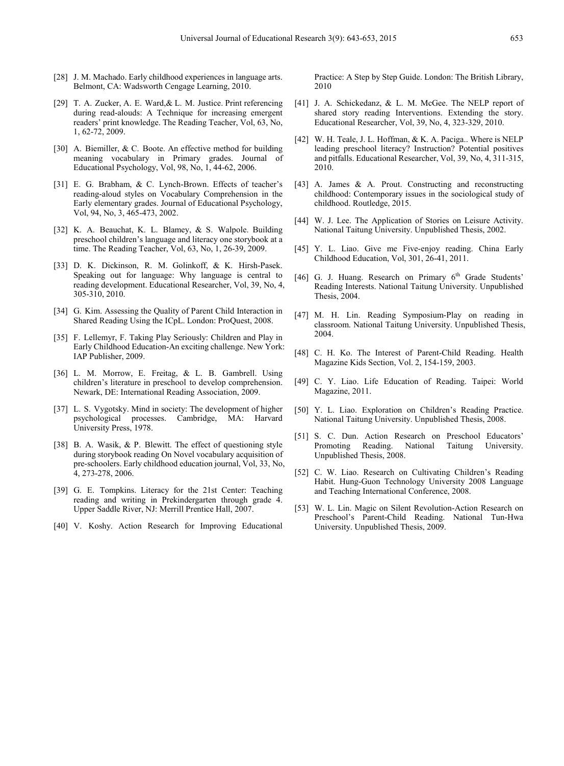[28] J. M. Machado. Early childhood experiences in language arts. Belmont, CA: Wadsworth Cengage Learning, 2010.

[29] T. A. Zucker, A. E. Ward,& L. M. Justice. Print referencing during read-alouds: A Technique for increasing emergent readers' print knowledge. The Reading Teacher, Vol, 63, No, 1, 62-72, 2009.

[30] A. Biemiller, & C. Boote. An effective method for building meaning vocabulary in Primary grades. Journal of Educational Psychology, Vol, 98, No, 1, 44-62, 2006.

[31] E. G. Brabham, & C. Lynch-Brown. Effects of teacher's reading-aloud styles on Vocabulary Comprehension in the Early elementary grades. Journal of Educational Psychology, Vol, 94, No, 3, 465-473, 2002.

[32] K. A. Beauchat, K. L. Blamey, & S. Walpole. Building preschool children's language and literacy one storybook at a time. The Reading Teacher, Vol, 63, No, 1, 26-39, 2009.

[33] D. K. Dickinson, R. M. Golinkoff, & K. Hirsh-Pasek. Speaking out for language: Why language is central to reading development. Educational Researcher, Vol, 39, No, 4, 305-310, 2010.

[34] G. Kim. Assessing the Quality of Parent Child Interaction in Shared Reading Using the ICpL. London: ProQuest, 2008.

[35] F. Lellemyr, F. Taking Play Seriously: Children and Play in Early Childhood Education-An exciting challenge. New York: IAP Publisher, 2009.

[36] L. M. Morrow, E. Freitag, & L. B. Gambrell. Using children's literature in preschool to develop comprehension. Newark, DE: International Reading Association, 2009.

[37] L. S. Vygotsky. Mind in society: The development of higher psychological processes. Cambridge, MA: Harvard University Press, 1978.

[38] B. A. Wasik, & P. Blewitt. The effect of questioning style during storybook reading On Novel vocabulary acquisition of pre-schoolers. Early childhood education journal, Vol, 33, No, 4, 273-278, 2006.

[39] G. E. Tompkins. Literacy for the 21st Center: Teaching reading and writing in Prekindergarten through grade 4. Upper Saddle River, NJ: Merrill Prentice Hall, 2007.

[40] V. Koshy. Action Research for Improving Educational Practice: A Step by Step Guide. London: The British Library, 2010

[41] J. A. Schickedanz, & L. M. McGee. The NELP report of shared story reading Interventions. Extending the story. Educational Researcher, Vol, 39, No, 4, 323-329, 2010.

[42] W. H. Teale, J. L. Hoffman, & K. A. Paciga.. Where is NELP leading preschool literacy? Instruction? Potential positives and pitfalls. Educational Researcher, Vol, 39, No, 4, 311-315, 2010.

[43] A. James & A. Prout. Constructing and reconstructing childhood: Contemporary issues in the sociological study of childhood. Routledge, 2015.

[44] W. J. Lee. The Application of Stories on Leisure Activity. National Taitung University. Unpublished Thesis, 2002.

[45] Y. L. Liao. Give me Five-enjoy reading. China Early Childhood Education, Vol, 301, 26-41, 2011.

[46] G. J. Huang. Research on Primary 6th Grade Students' Reading Interests. National Taitung University. Unpublished Thesis, 2004.

[47] M. H. Lin. Reading Symposium-Play on reading in classroom. National Taitung University. Unpublished Thesis, 2004.

[48] C. H. Ko. The Interest of Parent-Child Reading. Health Magazine Kids Section, Vol. 2, 154-159, 2003.

[49] C. Y. Liao. Life Education of Reading. Taipei: World Magazine, 2011.

[50] Y. L. Liao. Exploration on Children's Reading Practice. National Taitung University. Unpublished Thesis, 2008.

[51] S. C. Dun. Action Research on Preschool Educators' Promoting Reading. National Taitung University. Unpublished Thesis, 2008.

[52] C. W. Liao. Research on Cultivating Children's Reading Habit. Hung-Guon Technology University 2008 Language and Teaching International Conference, 2008.

[53] W. L. Lin. Magic on Silent Revolution-Action Research on Preschool's Parent-Child Reading. National Tun-Hwa University. Unpublished Thesis, 2009.